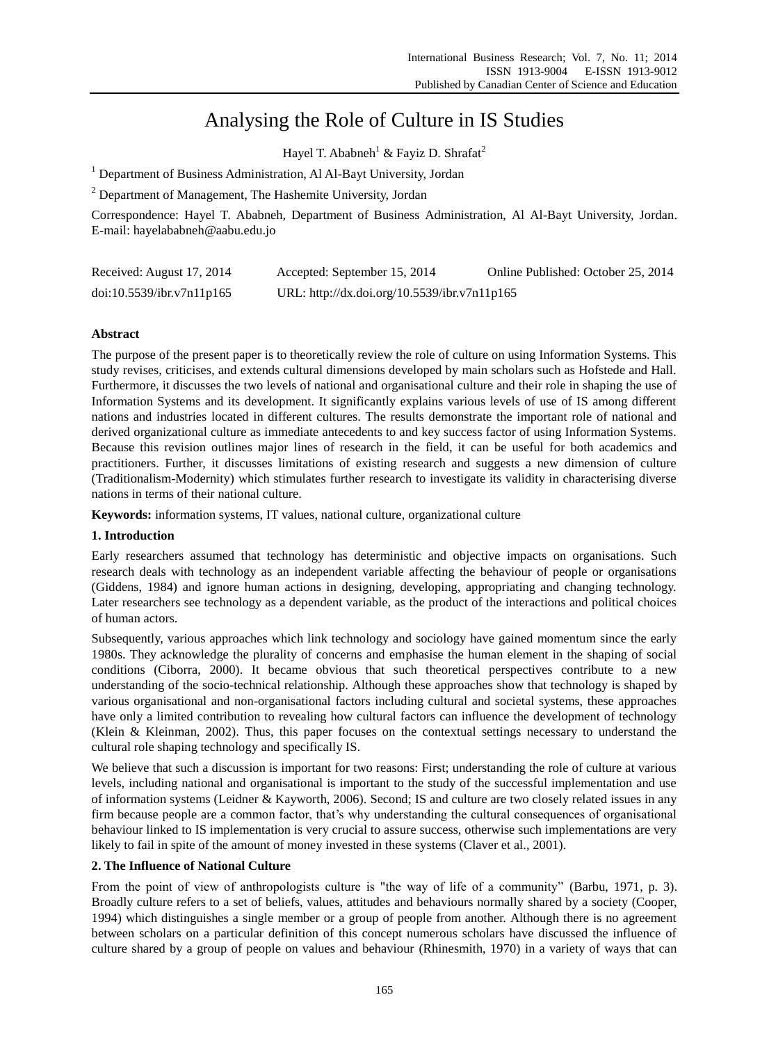# Analysing the Role of Culture in IS Studies

Hayel T. Ababneh[1] & Fayiz D. Shrafat[2]

[1] Department of Business Administration, Al Al-Bayt University, Jordan

[2] Department of Management, The Hashemite University, Jordan

Correspondence: Hayel T. Ababneh, Department of Business Administration, Al Al-Bayt University, Jordan. E-mail: hayelababneh@aabu.edu.jo

Received: August 17, 2014 Accepted: September 15, 2014 Online Published: October 25, 2014

doi:10.5539/ibr.v7n11p165 URL: http://dx.doi.org/10.5539/ibr.v7n11p165

## Abstract

The purpose of the present paper is to theoretically review the role of culture on using Information Systems. This study revises, criticises, and extends cultural dimensions developed by main scholars such as Hofstede and Hall. Furthermore, it discusses the two levels of national and organisational culture and their role in shaping the use of Information Systems and its development. It significantly explains various levels of use of IS among different nations and industries located in different cultures. The results demonstrate the important role of national and derived organizational culture as immediate antecedents to and key success factor of using Information Systems. Because this revision outlines major lines of research in the field, it can be useful for both academics and practitioners. Further, it discusses limitations of existing research and suggests a new dimension of culture (Traditionalism-Modernity) which stimulates further research to investigate its validity in characterising diverse nations in terms of their national culture.

**Keywords:** information systems, IT values, national culture, organizational culture

## 1. Introduction

Early researchers assumed that technology has deterministic and objective impacts on organisations. Such research deals with technology as an independent variable affecting the behaviour of people or organisations (Giddens, 1984) and ignore human actions in designing, developing, appropriating and changing technology. Later researchers see technology as a dependent variable, as the product of the interactions and political choices of human actors.

Subsequently, various approaches which link technology and sociology have gained momentum since the early 1980s. They acknowledge the plurality of concerns and emphasise the human element in the shaping of social conditions (Ciborra, 2000). It became obvious that such theoretical perspectives contribute to a new understanding of the socio-technical relationship. Although these approaches show that technology is shaped by various organisational and non-organisational factors including cultural and societal systems, these approaches have only a limited contribution to revealing how cultural factors can influence the development of technology (Klein & Kleinman, 2002). Thus, this paper focuses on the contextual settings necessary to understand the cultural role shaping technology and specifically IS.

We believe that such a discussion is important for two reasons: First; understanding the role of culture at various levels, including national and organisational is important to the study of the successful implementation and use of information systems (Leidner & Kayworth, 2006). Second; IS and culture are two closely related issues in any firm because people are a common factor, that's why understanding the cultural consequences of organisational behaviour linked to IS implementation is very crucial to assure success, otherwise such implementations are very likely to fail in spite of the amount of money invested in these systems (Claver et al., 2001).

## 2. The Influence of National Culture

From the point of view of anthropologists culture is "the way of life of a community" (Barbu, 1971, p. 3). Broadly culture refers to a set of beliefs, values, attitudes and behaviours normally shared by a society (Cooper, 1994) which distinguishes a single member or a group of people from another. Although there is no agreement between scholars on a particular definition of this concept numerous scholars have discussed the influence of culture shared by a group of people on values and behaviour (Rhinesmith, 1970) in a variety of ways that can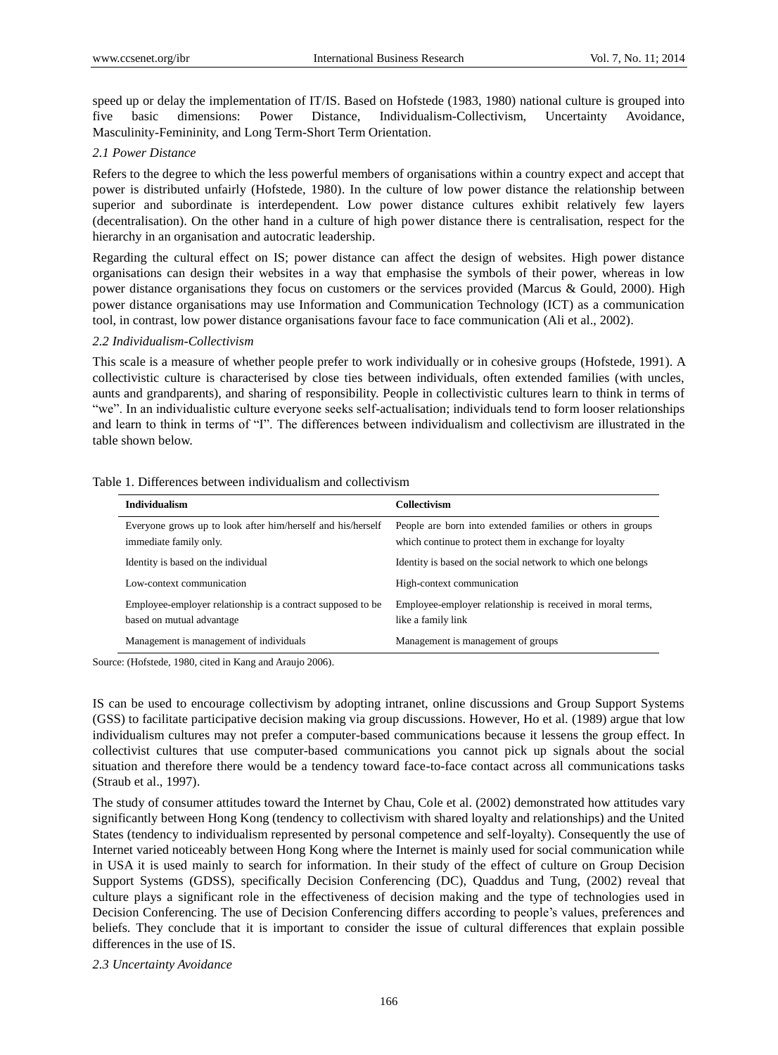speed up or delay the implementation of IT/IS. Based on Hofstede (1983, 1980) national culture is grouped into five basic dimensions: Power Distance, Individualism-Collectivism, Uncertainty Avoidance, Masculinity-Femininity, and Long Term-Short Term Orientation.

### *2.1 Power Distance*

Refers to the degree to which the less powerful members of organisations within a country expect and accept that power is distributed unfairly (Hofstede, 1980). In the culture of low power distance the relationship between superior and subordinate is interdependent. Low power distance cultures exhibit relatively few layers (decentralisation). On the other hand in a culture of high power distance there is centralisation, respect for the hierarchy in an organisation and autocratic leadership.

Regarding the cultural effect on IS; power distance can affect the design of websites. High power distance organisations can design their websites in a way that emphasise the symbols of their power, whereas in low power distance organisations they focus on customers or the services provided (Marcus & Gould, 2000). High power distance organisations may use Information and Communication Technology (ICT) as a communication tool, in contrast, low power distance organisations favour face to face communication (Ali et al., 2002).

### *2.2 Individualism-Collectivism*

This scale is a measure of whether people prefer to work individually or in cohesive groups (Hofstede, 1991). A collectivistic culture is characterised by close ties between individuals, often extended families (with uncles, aunts and grandparents), and sharing of responsibility. People in collectivistic cultures learn to think in terms of "we". In an individualistic culture everyone seeks self-actualisation; individuals tend to form looser relationships and learn to think in terms of "I". The differences between individualism and collectivism are illustrated in the table shown below.

Table 1. Differences between individualism and collectivism

| **Individualism** | **Collectivism** |
|---|---|
| Everyone grows up to look after him/herself and his/herself immediate family only. | People are born into extended families or others in groups which continue to protect them in exchange for loyalty |
| Identity is based on the individual | Identity is based on the social network to which one belongs |
| Low-context communication | High-context communication |
| Employee-employer relationship is a contract supposed to be based on mutual advantage | Employee-employer relationship is received in moral terms, like a family link |
| Management is management of individuals | Management is management of groups |

Source: (Hofstede, 1980, cited in Kang and Araujo 2006).

IS can be used to encourage collectivism by adopting intranet, online discussions and Group Support Systems (GSS) to facilitate participative decision making via group discussions. However, Ho et al. (1989) argue that low individualism cultures may not prefer a computer-based communications because it lessens the group effect. In collectivist cultures that use computer-based communications you cannot pick up signals about the social situation and therefore there would be a tendency toward face-to-face contact across all communications tasks (Straub et al., 1997).

The study of consumer attitudes toward the Internet by Chau, Cole et al. (2002) demonstrated how attitudes vary significantly between Hong Kong (tendency to collectivism with shared loyalty and relationships) and the United States (tendency to individualism represented by personal competence and self-loyalty). Consequently the use of Internet varied noticeably between Hong Kong where the Internet is mainly used for social communication while in USA it is used mainly to search for information. In their study of the effect of culture on Group Decision Support Systems (GDSS), specifically Decision Conferencing (DC), Quaddus and Tung, (2002) reveal that culture plays a significant role in the effectiveness of decision making and the type of technologies used in Decision Conferencing. The use of Decision Conferencing differs according to people's values, preferences and beliefs. They conclude that it is important to consider the issue of cultural differences that explain possible differences in the use of IS.

### *2.3 Uncertainty Avoidance*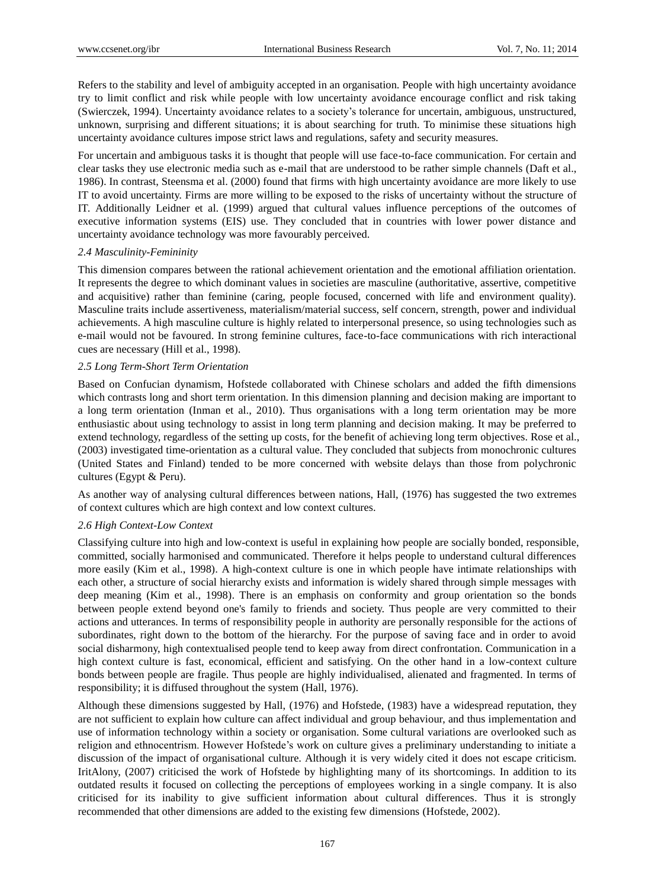Refers to the stability and level of ambiguity accepted in an organisation. People with high uncertainty avoidance try to limit conflict and risk while people with low uncertainty avoidance encourage conflict and risk taking (Swierczek, 1994). Uncertainty avoidance relates to a society's tolerance for uncertain, ambiguous, unstructured, unknown, surprising and different situations; it is about searching for truth. To minimise these situations high uncertainty avoidance cultures impose strict laws and regulations, safety and security measures.

For uncertain and ambiguous tasks it is thought that people will use face-to-face communication. For certain and clear tasks they use electronic media such as e-mail that are understood to be rather simple channels (Daft et al., 1986). In contrast, Steensma et al. (2000) found that firms with high uncertainty avoidance are more likely to use IT to avoid uncertainty. Firms are more willing to be exposed to the risks of uncertainty without the structure of IT. Additionally Leidner et al. (1999) argued that cultural values influence perceptions of the outcomes of executive information systems (EIS) use. They concluded that in countries with lower power distance and uncertainty avoidance technology was more favourably perceived.

### *2.4 Masculinity-Femininity*

This dimension compares between the rational achievement orientation and the emotional affiliation orientation. It represents the degree to which dominant values in societies are masculine (authoritative, assertive, competitive and acquisitive) rather than feminine (caring, people focused, concerned with life and environment quality). Masculine traits include assertiveness, materialism/material success, self concern, strength, power and individual achievements. A high masculine culture is highly related to interpersonal presence, so using technologies such as e-mail would not be favoured. In strong feminine cultures, face-to-face communications with rich interactional cues are necessary (Hill et al., 1998).

### *2.5 Long Term-Short Term Orientation*

Based on Confucian dynamism, Hofstede collaborated with Chinese scholars and added the fifth dimensions which contrasts long and short term orientation. In this dimension planning and decision making are important to a long term orientation (Inman et al., 2010). Thus organisations with a long term orientation may be more enthusiastic about using technology to assist in long term planning and decision making. It may be preferred to extend technology, regardless of the setting up costs, for the benefit of achieving long term objectives. Rose et al., (2003) investigated time-orientation as a cultural value. They concluded that subjects from monochronic cultures (United States and Finland) tended to be more concerned with website delays than those from polychronic cultures (Egypt & Peru).

As another way of analysing cultural differences between nations, Hall, (1976) has suggested the two extremes of context cultures which are high context and low context cultures.

### *2.6 High Context-Low Context*

Classifying culture into high and low-context is useful in explaining how people are socially bonded, responsible, committed, socially harmonised and communicated. Therefore it helps people to understand cultural differences more easily (Kim et al., 1998). A high-context culture is one in which people have intimate relationships with each other, a structure of social hierarchy exists and information is widely shared through simple messages with deep meaning (Kim et al., 1998). There is an emphasis on conformity and group orientation so the bonds between people extend beyond one's family to friends and society. Thus people are very committed to their actions and utterances. In terms of responsibility people in authority are personally responsible for the actions of subordinates, right down to the bottom of the hierarchy. For the purpose of saving face and in order to avoid social disharmony, high contextualised people tend to keep away from direct confrontation. Communication in a high context culture is fast, economical, efficient and satisfying. On the other hand in a low-context culture bonds between people are fragile. Thus people are highly individualised, alienated and fragmented. In terms of responsibility; it is diffused throughout the system (Hall, 1976).

Although these dimensions suggested by Hall, (1976) and Hofstede, (1983) have a widespread reputation, they are not sufficient to explain how culture can affect individual and group behaviour, and thus implementation and use of information technology within a society or organisation. Some cultural variations are overlooked such as religion and ethnocentrism. However Hofstede's work on culture gives a preliminary understanding to initiate a discussion of the impact of organisational culture. Although it is very widely cited it does not escape criticism. IritAlony, (2007) criticised the work of Hofstede by highlighting many of its shortcomings. In addition to its outdated results it focused on collecting the perceptions of employees working in a single company. It is also criticised for its inability to give sufficient information about cultural differences. Thus it is strongly recommended that other dimensions are added to the existing few dimensions (Hofstede, 2002).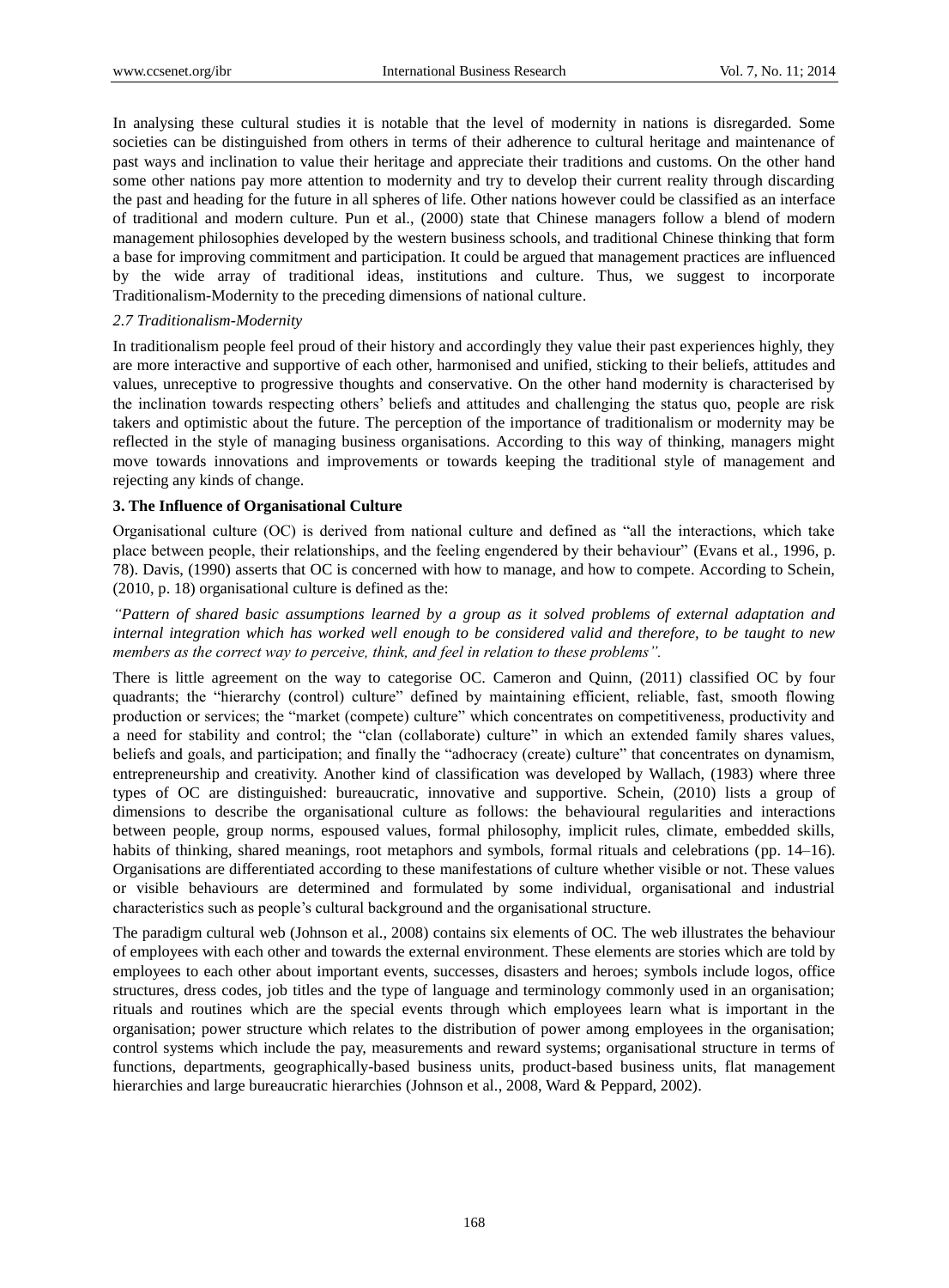In analysing these cultural studies it is notable that the level of modernity in nations is disregarded. Some societies can be distinguished from others in terms of their adherence to cultural heritage and maintenance of past ways and inclination to value their heritage and appreciate their traditions and customs. On the other hand some other nations pay more attention to modernity and try to develop their current reality through discarding the past and heading for the future in all spheres of life. Other nations however could be classified as an interface of traditional and modern culture. Pun et al., (2000) state that Chinese managers follow a blend of modern management philosophies developed by the western business schools, and traditional Chinese thinking that form a base for improving commitment and participation. It could be argued that management practices are influenced by the wide array of traditional ideas, institutions and culture. Thus, we suggest to incorporate Traditionalism-Modernity to the preceding dimensions of national culture.

### *2.7 Traditionalism-Modernity*

In traditionalism people feel proud of their history and accordingly they value their past experiences highly, they are more interactive and supportive of each other, harmonised and unified, sticking to their beliefs, attitudes and values, unreceptive to progressive thoughts and conservative. On the other hand modernity is characterised by the inclination towards respecting others' beliefs and attitudes and challenging the status quo, people are risk takers and optimistic about the future. The perception of the importance of traditionalism or modernity may be reflected in the style of managing business organisations. According to this way of thinking, managers might move towards innovations and improvements or towards keeping the traditional style of management and rejecting any kinds of change.

## 3. The Influence of Organisational Culture

Organisational culture (OC) is derived from national culture and defined as "all the interactions, which take place between people, their relationships, and the feeling engendered by their behaviour" (Evans et al., 1996, p. 78). Davis, (1990) asserts that OC is concerned with how to manage, and how to compete. According to Schein, (2010, p. 18) organisational culture is defined as the:

*"Pattern of shared basic assumptions learned by a group as it solved problems of external adaptation and internal integration which has worked well enough to be considered valid and therefore, to be taught to new members as the correct way to perceive, think, and feel in relation to these problems".*

There is little agreement on the way to categorise OC. Cameron and Quinn, (2011) classified OC by four quadrants; the "hierarchy (control) culture" defined by maintaining efficient, reliable, fast, smooth flowing production or services; the "market (compete) culture" which concentrates on competitiveness, productivity and a need for stability and control; the "clan (collaborate) culture" in which an extended family shares values, beliefs and goals, and participation; and finally the "adhocracy (create) culture" that concentrates on dynamism, entrepreneurship and creativity. Another kind of classification was developed by Wallach, (1983) where three types of OC are distinguished: bureaucratic, innovative and supportive. Schein, (2010) lists a group of dimensions to describe the organisational culture as follows: the behavioural regularities and interactions between people, group norms, espoused values, formal philosophy, implicit rules, climate, embedded skills, habits of thinking, shared meanings, root metaphors and symbols, formal rituals and celebrations (pp. 14–16). Organisations are differentiated according to these manifestations of culture whether visible or not. These values or visible behaviours are determined and formulated by some individual, organisational and industrial characteristics such as people's cultural background and the organisational structure.

The paradigm cultural web (Johnson et al., 2008) contains six elements of OC. The web illustrates the behaviour of employees with each other and towards the external environment. These elements are stories which are told by employees to each other about important events, successes, disasters and heroes; symbols include logos, office structures, dress codes, job titles and the type of language and terminology commonly used in an organisation; rituals and routines which are the special events through which employees learn what is important in the organisation; power structure which relates to the distribution of power among employees in the organisation; control systems which include the pay, measurements and reward systems; organisational structure in terms of functions, departments, geographically-based business units, product-based business units, flat management hierarchies and large bureaucratic hierarchies (Johnson et al., 2008, Ward & Peppard, 2002).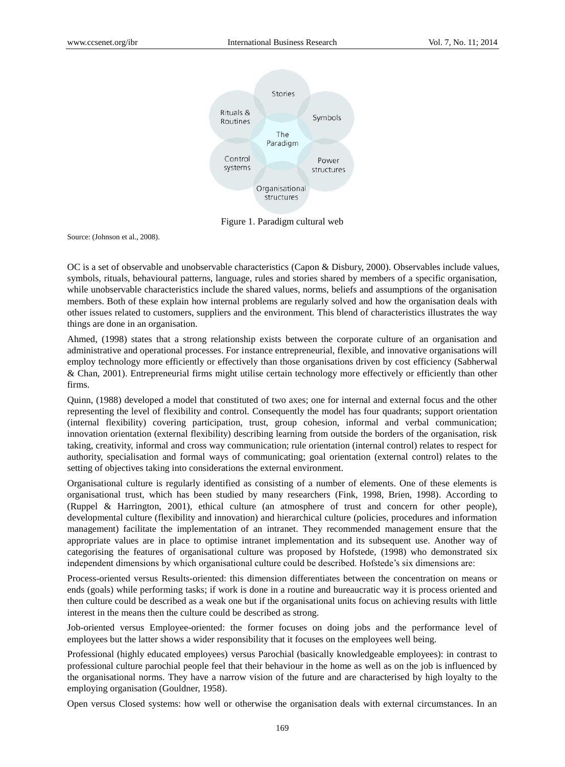Stories

Rituals & Routines

Symbols

The Paradigm

Control systems

Power structures

Organisational structures

Figure 1. Paradigm cultural web

Source: (Johnson et al., 2008).

OC is a set of observable and unobservable characteristics (Capon & Disbury, 2000). Observables include values, symbols, rituals, behavioural patterns, language, rules and stories shared by members of a specific organisation, while unobservable characteristics include the shared values, norms, beliefs and assumptions of the organisation members. Both of these explain how internal problems are regularly solved and how the organisation deals with other issues related to customers, suppliers and the environment. This blend of characteristics illustrates the way things are done in an organisation.

Ahmed, (1998) states that a strong relationship exists between the corporate culture of an organisation and administrative and operational processes. For instance entrepreneurial, flexible, and innovative organisations will employ technology more efficiently or effectively than those organisations driven by cost efficiency (Sabherwal & Chan, 2001). Entrepreneurial firms might utilise certain technology more effectively or efficiently than other firms.

Quinn, (1988) developed a model that constituted of two axes; one for internal and external focus and the other representing the level of flexibility and control. Consequently the model has four quadrants; support orientation (internal flexibility) covering participation, trust, group cohesion, informal and verbal communication; innovation orientation (external flexibility) describing learning from outside the borders of the organisation, risk taking, creativity, informal and cross way communication; rule orientation (internal control) relates to respect for authority, specialisation and formal ways of communicating; goal orientation (external control) relates to the setting of objectives taking into considerations the external environment.

Organisational culture is regularly identified as consisting of a number of elements. One of these elements is organisational trust, which has been studied by many researchers (Fink, 1998, Brien, 1998). According to (Ruppel & Harrington, 2001), ethical culture (an atmosphere of trust and concern for other people), developmental culture (flexibility and innovation) and hierarchical culture (policies, procedures and information management) facilitate the implementation of an intranet. They recommended management ensure that the appropriate values are in place to optimise intranet implementation and its subsequent use. Another way of categorising the features of organisational culture was proposed by Hofstede, (1998) who demonstrated six independent dimensions by which organisational culture could be described. Hofstede's six dimensions are:

Process-oriented versus Results-oriented: this dimension differentiates between the concentration on means or ends (goals) while performing tasks; if work is done in a routine and bureaucratic way it is process oriented and then culture could be described as a weak one but if the organisational units focus on achieving results with little interest in the means then the culture could be described as strong.

Job-oriented versus Employee-oriented: the former focuses on doing jobs and the performance level of employees but the latter shows a wider responsibility that it focuses on the employees well being.

Professional (highly educated employees) versus Parochial (basically knowledgeable employees): in contrast to professional culture parochial people feel that their behaviour in the home as well as on the job is influenced by the organisational norms. They have a narrow vision of the future and are characterised by high loyalty to the employing organisation (Gouldner, 1958).

Open versus Closed systems: how well or otherwise the organisation deals with external circumstances. In an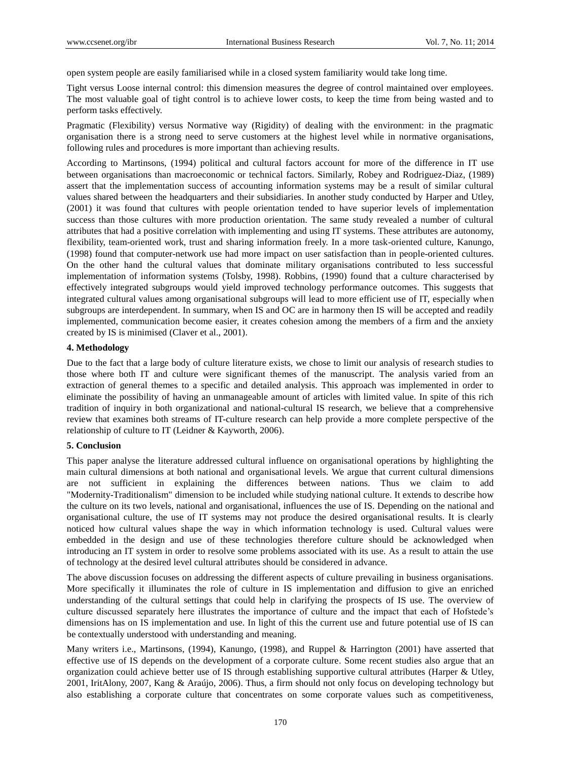open system people are easily familiarised while in a closed system familiarity would take long time.

Tight versus Loose internal control: this dimension measures the degree of control maintained over employees. The most valuable goal of tight control is to achieve lower costs, to keep the time from being wasted and to perform tasks effectively.

Pragmatic (Flexibility) versus Normative way (Rigidity) of dealing with the environment: in the pragmatic organisation there is a strong need to serve customers at the highest level while in normative organisations, following rules and procedures is more important than achieving results.

According to Martinsons, (1994) political and cultural factors account for more of the difference in IT use between organisations than macroeconomic or technical factors. Similarly, Robey and Rodriguez-Diaz, (1989) assert that the implementation success of accounting information systems may be a result of similar cultural values shared between the headquarters and their subsidiaries. In another study conducted by Harper and Utley, (2001) it was found that cultures with people orientation tended to have superior levels of implementation success than those cultures with more production orientation. The same study revealed a number of cultural attributes that had a positive correlation with implementing and using IT systems. These attributes are autonomy, flexibility, team-oriented work, trust and sharing information freely. In a more task-oriented culture, Kanungo, (1998) found that computer-network use had more impact on user satisfaction than in people-oriented cultures. On the other hand the cultural values that dominate military organisations contributed to less successful implementation of information systems (Tolsby, 1998). Robbins, (1990) found that a culture characterised by effectively integrated subgroups would yield improved technology performance outcomes. This suggests that integrated cultural values among organisational subgroups will lead to more efficient use of IT, especially when subgroups are interdependent. In summary, when IS and OC are in harmony then IS will be accepted and readily implemented, communication become easier, it creates cohesion among the members of a firm and the anxiety created by IS is minimised (Claver et al., 2001).

## 4. Methodology

Due to the fact that a large body of culture literature exists, we chose to limit our analysis of research studies to those where both IT and culture were significant themes of the manuscript. The analysis varied from an extraction of general themes to a specific and detailed analysis. This approach was implemented in order to eliminate the possibility of having an unmanageable amount of articles with limited value. In spite of this rich tradition of inquiry in both organizational and national-cultural IS research, we believe that a comprehensive review that examines both streams of IT-culture research can help provide a more complete perspective of the relationship of culture to IT (Leidner & Kayworth, 2006).

## 5. Conclusion

This paper analyse the literature addressed cultural influence on organisational operations by highlighting the main cultural dimensions at both national and organisational levels. We argue that current cultural dimensions are not sufficient in explaining the differences between nations. Thus we claim to add "Modernity-Traditionalism" dimension to be included while studying national culture. It extends to describe how the culture on its two levels, national and organisational, influences the use of IS. Depending on the national and organisational culture, the use of IT systems may not produce the desired organisational results. It is clearly noticed how cultural values shape the way in which information technology is used. Cultural values were embedded in the design and use of these technologies therefore culture should be acknowledged when introducing an IT system in order to resolve some problems associated with its use. As a result to attain the use of technology at the desired level cultural attributes should be considered in advance.

The above discussion focuses on addressing the different aspects of culture prevailing in business organisations. More specifically it illuminates the role of culture in IS implementation and diffusion to give an enriched understanding of the cultural settings that could help in clarifying the prospects of IS use. The overview of culture discussed separately here illustrates the importance of culture and the impact that each of Hofstede's dimensions has on IS implementation and use. In light of this the current use and future potential use of IS can be contextually understood with understanding and meaning.

Many writers i.e., Martinsons, (1994), Kanungo, (1998), and Ruppel & Harrington (2001) have asserted that effective use of IS depends on the development of a corporate culture. Some recent studies also argue that an organization could achieve better use of IS through establishing supportive cultural attributes (Harper & Utley, 2001, IritAlony, 2007, Kang & Araújo, 2006). Thus, a firm should not only focus on developing technology but also establishing a corporate culture that concentrates on some corporate values such as competitiveness,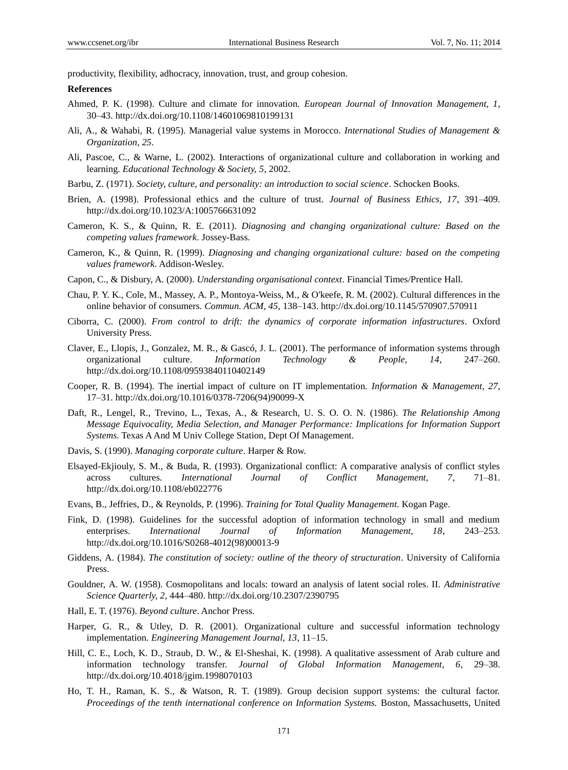productivity, flexibility, adhocracy, innovation, trust, and group cohesion.

**References**

Ahmed, P. K. (1998). Culture and climate for innovation. *European Journal of Innovation Management, 1*, 30–43. http://dx.doi.org/10.1108/14601069810199131

Ali, A., & Wahabi, R. (1995). Managerial value systems in Morocco. *International Studies of Management & Organization, 25*.

Ali, Pascoe, C., & Warne, L. (2002). Interactions of organizational culture and collaboration in working and learning. *Educational Technology & Society, 5*, 2002.

Barbu, Z. (1971). *Society, culture, and personality: an introduction to social science*. Schocken Books.

Brien, A. (1998). Professional ethics and the culture of trust. *Journal of Business Ethics, 17*, 391–409. http://dx.doi.org/10.1023/A:1005766631092

Cameron, K. S., & Quinn, R. E. (2011). *Diagnosing and changing organizational culture: Based on the competing values framework*. Jossey-Bass.

Cameron, K., & Quinn, R. (1999). *Diagnosing and changing organizational culture: based on the competing values framework*. Addison-Wesley.

Capon, C., & Disbury, A. (2000). *Understanding organisational context*. Financial Times/Prentice Hall.

Chau, P. Y. K., Cole, M., Massey, A. P., Montoya-Weiss, M., & O'keefe, R. M. (2002). Cultural differences in the online behavior of consumers. *Commun. ACM, 45*, 138–143. http://dx.doi.org/10.1145/570907.570911

Ciborra, C. (2000). *From control to drift: the dynamics of corporate information infastructures*. Oxford University Press.

Claver, E., Llopis, J., Gonzalez, M. R., & Gascó, J. L. (2001). The performance of information systems through organizational culture. *Information Technology & People, 14*, 247–260. http://dx.doi.org/10.1108/09593840110402149

Cooper, R. B. (1994). The inertial impact of culture on IT implementation. *Information & Management, 27*, 17–31. http://dx.doi.org/10.1016/0378-7206(94)90099-X

Daft, R., Lengel, R., Trevino, L., Texas, A., & Research, U. S. O. O. N. (1986). *The Relationship Among Message Equivocality, Media Selection, and Manager Performance: Implications for Information Support Systems.* Texas A And M Univ College Station, Dept Of Management.

Davis, S. (1990). *Managing corporate culture*. Harper & Row.

Elsayed-Ekjiouly, S. M., & Buda, R. (1993). Organizational conflict: A comparative analysis of conflict styles across cultures. *International Journal of Conflict Management, 7*, 71–81. http://dx.doi.org/10.1108/eb022776

Evans, B., Jeffries, D., & Reynolds, P. (1996). *Training for Total Quality Management*. Kogan Page.

Fink, D. (1998). Guidelines for the successful adoption of information technology in small and medium enterprises. *International Journal of Information Management, 18*, 243–253. http://dx.doi.org/10.1016/S0268-4012(98)00013-9

Giddens, A. (1984). *The constitution of society: outline of the theory of structuration*. University of California Press.

Gouldner, A. W. (1958). Cosmopolitans and locals: toward an analysis of latent social roles. II. *Administrative Science Quarterly, 2*, 444–480. http://dx.doi.org/10.2307/2390795

Hall, E. T. (1976). *Beyond culture*. Anchor Press.

Harper, G. R., & Utley, D. R. (2001). Organizational culture and successful information technology implementation. *Engineering Management Journal, 13*, 11–15.

Hill, C. E., Loch, K. D., Straub, D. W., & El-Sheshai, K. (1998). A qualitative assessment of Arab culture and information technology transfer. *Journal of Global Information Management, 6*, 29–38. http://dx.doi.org/10.4018/jgim.1998070103

Ho, T. H., Raman, K. S., & Watson, R. T. (1989). Group decision support systems: the cultural factor. *Proceedings of the tenth international conference on Information Systems.* Boston, Massachusetts, United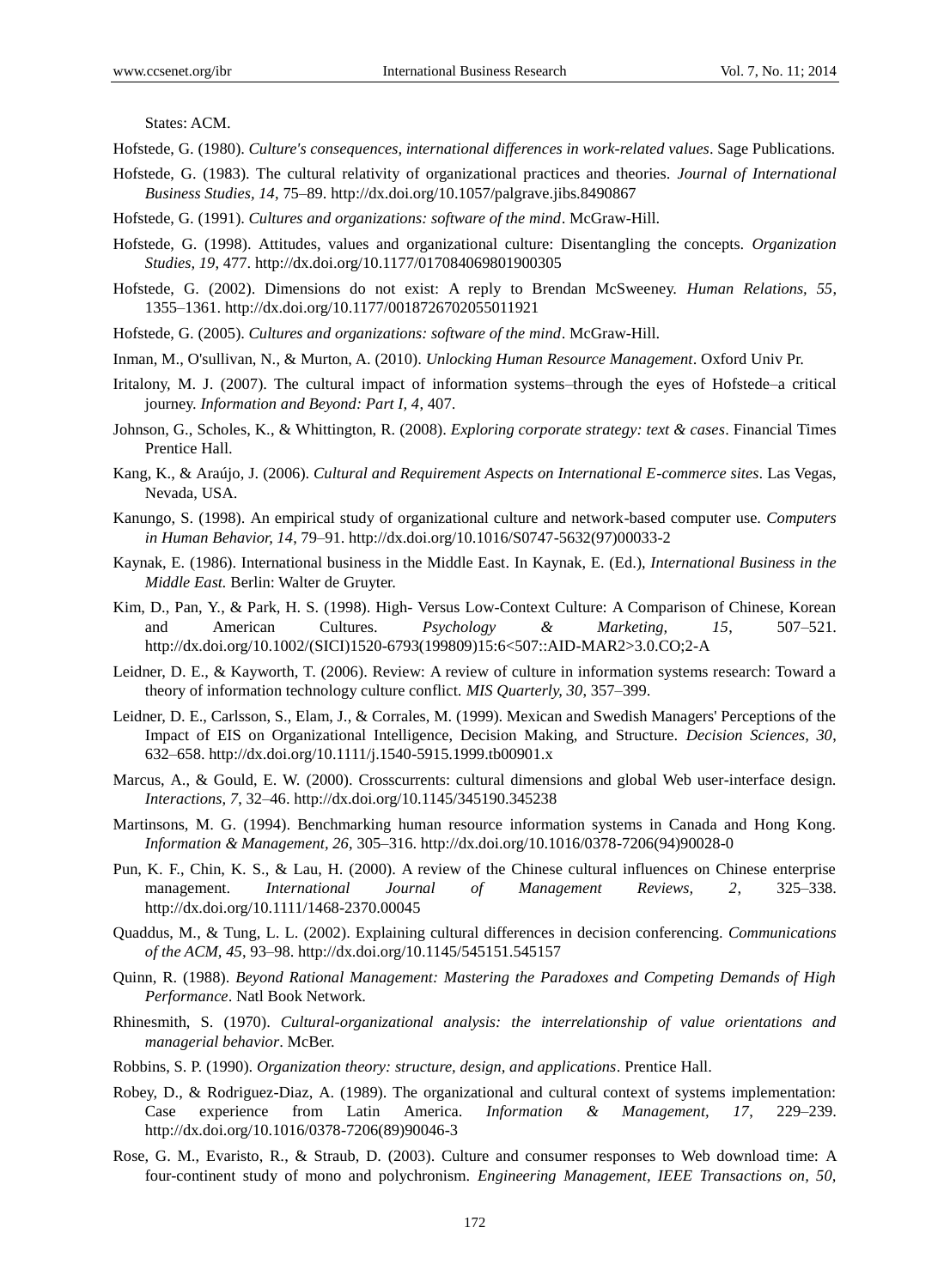States: ACM.

Hofstede, G. (1980). *Culture's consequences, international differences in work-related values*. Sage Publications.

Hofstede, G. (1983). The cultural relativity of organizational practices and theories. *Journal of International Business Studies, 14*, 75–89. http://dx.doi.org/10.1057/palgrave.jibs.8490867

Hofstede, G. (1991). *Cultures and organizations: software of the mind*. McGraw-Hill.

Hofstede, G. (1998). Attitudes, values and organizational culture: Disentangling the concepts. *Organization Studies, 19*, 477. http://dx.doi.org/10.1177/017084069801900305

Hofstede, G. (2002). Dimensions do not exist: A reply to Brendan McSweeney. *Human Relations, 55*, 1355–1361. http://dx.doi.org/10.1177/0018726702055011921

Hofstede, G. (2005). *Cultures and organizations: software of the mind*. McGraw-Hill.

Inman, M., O'sullivan, N., & Murton, A. (2010). *Unlocking Human Resource Management*. Oxford Univ Pr.

Iritalony, M. J. (2007). The cultural impact of information systems–through the eyes of Hofstede–a critical journey. *Information and Beyond: Part I, 4*, 407.

Johnson, G., Scholes, K., & Whittington, R. (2008). *Exploring corporate strategy: text & cases*. Financial Times Prentice Hall.

Kang, K., & Araújo, J. (2006). *Cultural and Requirement Aspects on International E-commerce sites*. Las Vegas, Nevada, USA.

Kanungo, S. (1998). An empirical study of organizational culture and network-based computer use. *Computers in Human Behavior, 14*, 79–91. http://dx.doi.org/10.1016/S0747-5632(97)00033-2

Kaynak, E. (1986). International business in the Middle East. In Kaynak, E. (Ed.), *International Business in the Middle East*. Berlin: Walter de Gruyter.

Kim, D., Pan, Y., & Park, H. S. (1998). High- Versus Low-Context Culture: A Comparison of Chinese, Korean and American Cultures. *Psychology & Marketing, 15*, 507–521. http://dx.doi.org/10.1002/(SICI)1520-6793(199809)15:6<507::AID-MAR2>3.0.CO;2-A

Leidner, D. E., & Kayworth, T. (2006). Review: A review of culture in information systems research: Toward a theory of information technology culture conflict. *MIS Quarterly, 30*, 357–399.

Leidner, D. E., Carlsson, S., Elam, J., & Corrales, M. (1999). Mexican and Swedish Managers' Perceptions of the Impact of EIS on Organizational Intelligence, Decision Making, and Structure. *Decision Sciences, 30*, 632–658. http://dx.doi.org/10.1111/j.1540-5915.1999.tb00901.x

Marcus, A., & Gould, E. W. (2000). Crosscurrents: cultural dimensions and global Web user-interface design. *Interactions, 7*, 32–46. http://dx.doi.org/10.1145/345190.345238

Martinsons, M. G. (1994). Benchmarking human resource information systems in Canada and Hong Kong. *Information & Management, 26*, 305–316. http://dx.doi.org/10.1016/0378-7206(94)90028-0

Pun, K. F., Chin, K. S., & Lau, H. (2000). A review of the Chinese cultural influences on Chinese enterprise management. *International Journal of Management Reviews, 2*, 325–338. http://dx.doi.org/10.1111/1468-2370.00045

Quaddus, M., & Tung, L. L. (2002). Explaining cultural differences in decision conferencing. *Communications of the ACM, 45*, 93–98. http://dx.doi.org/10.1145/545151.545157

Quinn, R. (1988). *Beyond Rational Management: Mastering the Paradoxes and Competing Demands of High Performance*. Natl Book Network.

Rhinesmith, S. (1970). *Cultural-organizational analysis: the interrelationship of value orientations and managerial behavior*. McBer.

Robbins, S. P. (1990). *Organization theory: structure, design, and applications*. Prentice Hall.

Robey, D., & Rodriguez-Diaz, A. (1989). The organizational and cultural context of systems implementation: Case experience from Latin America. *Information & Management, 17*, 229–239. http://dx.doi.org/10.1016/0378-7206(89)90046-3

Rose, G. M., Evaristo, R., & Straub, D. (2003). Culture and consumer responses to Web download time: A four-continent study of mono and polychronism. *Engineering Management, IEEE Transactions on, 50,*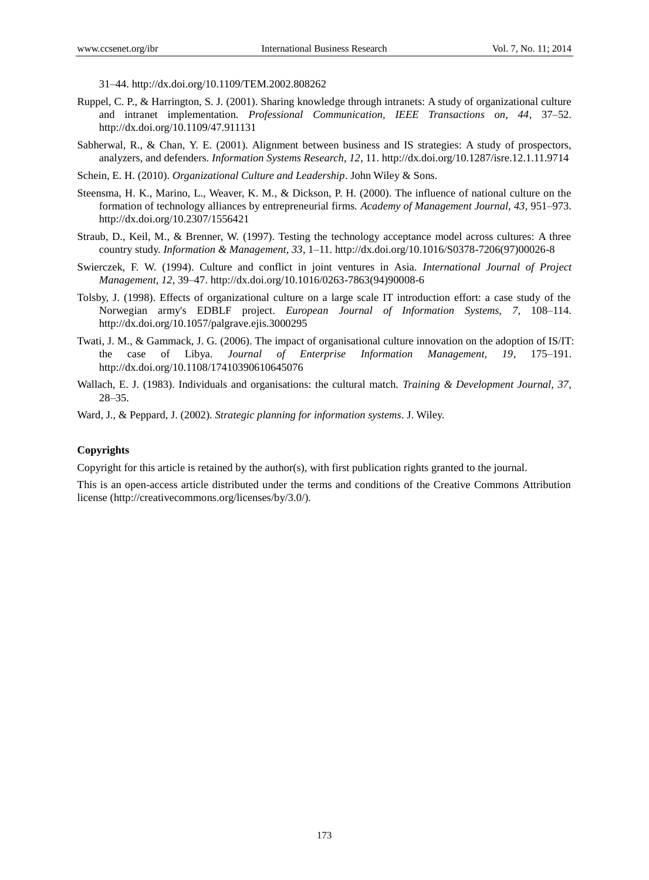31–44. http://dx.doi.org/10.1109/TEM.2002.808262

Ruppel, C. P., & Harrington, S. J. (2001). Sharing knowledge through intranets: A study of organizational culture and intranet implementation. *Professional Communication, IEEE Transactions on, 44*, 37–52. http://dx.doi.org/10.1109/47.911131

Sabherwal, R., & Chan, Y. E. (2001). Alignment between business and IS strategies: A study of prospectors, analyzers, and defenders. *Information Systems Research, 12*, 11. http://dx.doi.org/10.1287/isre.12.1.11.9714

Schein, E. H. (2010). *Organizational Culture and Leadership*. John Wiley & Sons.

Steensma, H. K., Marino, L., Weaver, K. M., & Dickson, P. H. (2000). The influence of national culture on the formation of technology alliances by entrepreneurial firms. *Academy of Management Journal, 43*, 951–973. http://dx.doi.org/10.2307/1556421

Straub, D., Keil, M., & Brenner, W. (1997). Testing the technology acceptance model across cultures: A three country study. *Information & Management, 33*, 1–11. http://dx.doi.org/10.1016/S0378-7206(97)00026-8

Swierczek, F. W. (1994). Culture and conflict in joint ventures in Asia. *International Journal of Project Management, 12*, 39–47. http://dx.doi.org/10.1016/0263-7863(94)90008-6

Tolsby, J. (1998). Effects of organizational culture on a large scale IT introduction effort: a case study of the Norwegian army's EDBLF project. *European Journal of Information Systems, 7*, 108–114. http://dx.doi.org/10.1057/palgrave.ejis.3000295

Twati, J. M., & Gammack, J. G. (2006). The impact of organisational culture innovation on the adoption of IS/IT: the case of Libya. *Journal of Enterprise Information Management, 19*, 175–191. http://dx.doi.org/10.1108/17410390610645076

Wallach, E. J. (1983). Individuals and organisations: the cultural match. *Training & Development Journal, 37*, 28–35.

Ward, J., & Peppard, J. (2002). *Strategic planning for information systems*. J. Wiley.

**Copyrights**

Copyright for this article is retained by the author(s), with first publication rights granted to the journal.

This is an open-access article distributed under the terms and conditions of the Creative Commons Attribution license (http://creativecommons.org/licenses/by/3.0/).